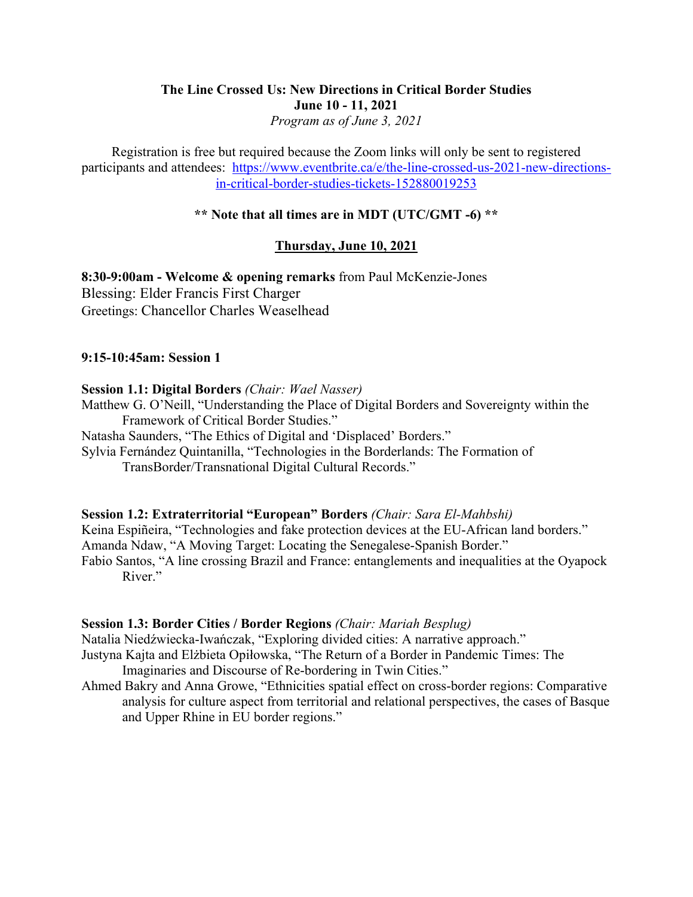**The Line Crossed Us: New Directions in Critical Border Studies**
**June 10 - 11, 2021**
*Program as of June 3, 2021*

Registration is free but required because the Zoom links will only be sent to registered participants and attendees: https://www.eventbrite.ca/e/the-line-crossed-us-2021-new-directions-in-critical-border-studies-tickets-152880019253

**** Note that all times are in MDT (UTC/GMT -6) ****

## Thursday, June 10, 2021

**8:30-9:00am - Welcome & opening remarks** from Paul McKenzie-Jones
Blessing: Elder Francis First Charger
Greetings: Chancellor Charles Weaselhead

### 9:15-10:45am: Session 1

**Session 1.1: Digital Borders** *(Chair: Wael Nasser)*

Matthew G. O'Neill, "Understanding the Place of Digital Borders and Sovereignty within the Framework of Critical Border Studies."

Natasha Saunders, "The Ethics of Digital and 'Displaced' Borders."

Sylvia Fernández Quintanilla, "Technologies in the Borderlands: The Formation of TransBorder/Transnational Digital Cultural Records."

**Session 1.2: Extraterritorial "European" Borders** *(Chair: Sara El-Mahbshi)*

Keina Espiñeira, "Technologies and fake protection devices at the EU-African land borders."

Amanda Ndaw, "A Moving Target: Locating the Senegalese-Spanish Border."

Fabio Santos, "A line crossing Brazil and France: entanglements and inequalities at the Oyapock River."

**Session 1.3: Border Cities / Border Regions** *(Chair: Mariah Besplug)*

Natalia Niedźwiecka-Iwańczak, "Exploring divided cities: A narrative approach."

Justyna Kajta and Elżbieta Opiłowska, "The Return of a Border in Pandemic Times: The Imaginaries and Discourse of Re-bordering in Twin Cities."

Ahmed Bakry and Anna Growe, "Ethnicities spatial effect on cross-border regions: Comparative analysis for culture aspect from territorial and relational perspectives, the cases of Basque and Upper Rhine in EU border regions."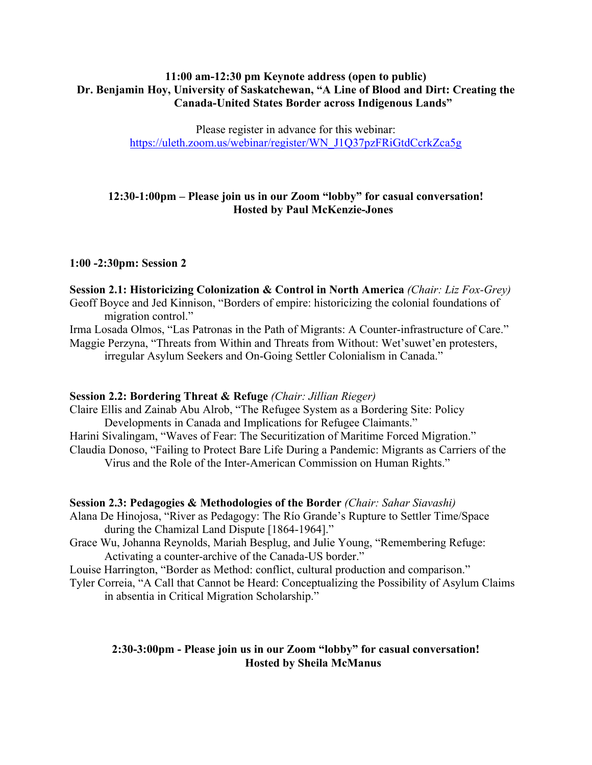**11:00 am-12:30 pm Keynote address (open to public)**
**Dr. Benjamin Hoy, University of Saskatchewan, "A Line of Blood and Dirt: Creating the Canada-United States Border across Indigenous Lands"**

Please register in advance for this webinar:
[https://uleth.zoom.us/webinar/register/WN_J1Q37pzFRiGtdCcrkZca5g](https://uleth.zoom.us/webinar/register/WN_J1Q37pzFRiGtdCcrkZca5g)

**12:30-1:00pm – Please join us in our Zoom "lobby" for casual conversation!**
**Hosted by Paul McKenzie-Jones**

**1:00 -2:30pm: Session 2**

**Session 2.1: Historicizing Colonization & Control in North America** *(Chair: Liz Fox-Grey)*

Geoff Boyce and Jed Kinnison, "Borders of empire: historicizing the colonial foundations of migration control."

Irma Losada Olmos, "Las Patronas in the Path of Migrants: A Counter-infrastructure of Care."

Maggie Perzyna, "Threats from Within and Threats from Without: Wet'suwet'en protesters, irregular Asylum Seekers and On-Going Settler Colonialism in Canada."

**Session 2.2: Bordering Threat & Refuge** *(Chair: Jillian Rieger)*

Claire Ellis and Zainab Abu Alrob, "The Refugee System as a Bordering Site: Policy Developments in Canada and Implications for Refugee Claimants."

Harini Sivalingam, "Waves of Fear: The Securitization of Maritime Forced Migration."

Claudia Donoso, "Failing to Protect Bare Life During a Pandemic: Migrants as Carriers of the Virus and the Role of the Inter-American Commission on Human Rights."

**Session 2.3: Pedagogies & Methodologies of the Border** *(Chair: Sahar Siavashi)*

Alana De Hinojosa, "River as Pedagogy: The Río Grande's Rupture to Settler Time/Space during the Chamizal Land Dispute [1864-1964]."

Grace Wu, Johanna Reynolds, Mariah Besplug, and Julie Young, "Remembering Refuge: Activating a counter-archive of the Canada-US border."

Louise Harrington, "Border as Method: conflict, cultural production and comparison."

Tyler Correia, "A Call that Cannot be Heard: Conceptualizing the Possibility of Asylum Claims in absentia in Critical Migration Scholarship."

**2:30-3:00pm - Please join us in our Zoom "lobby" for casual conversation!**
**Hosted by Sheila McManus**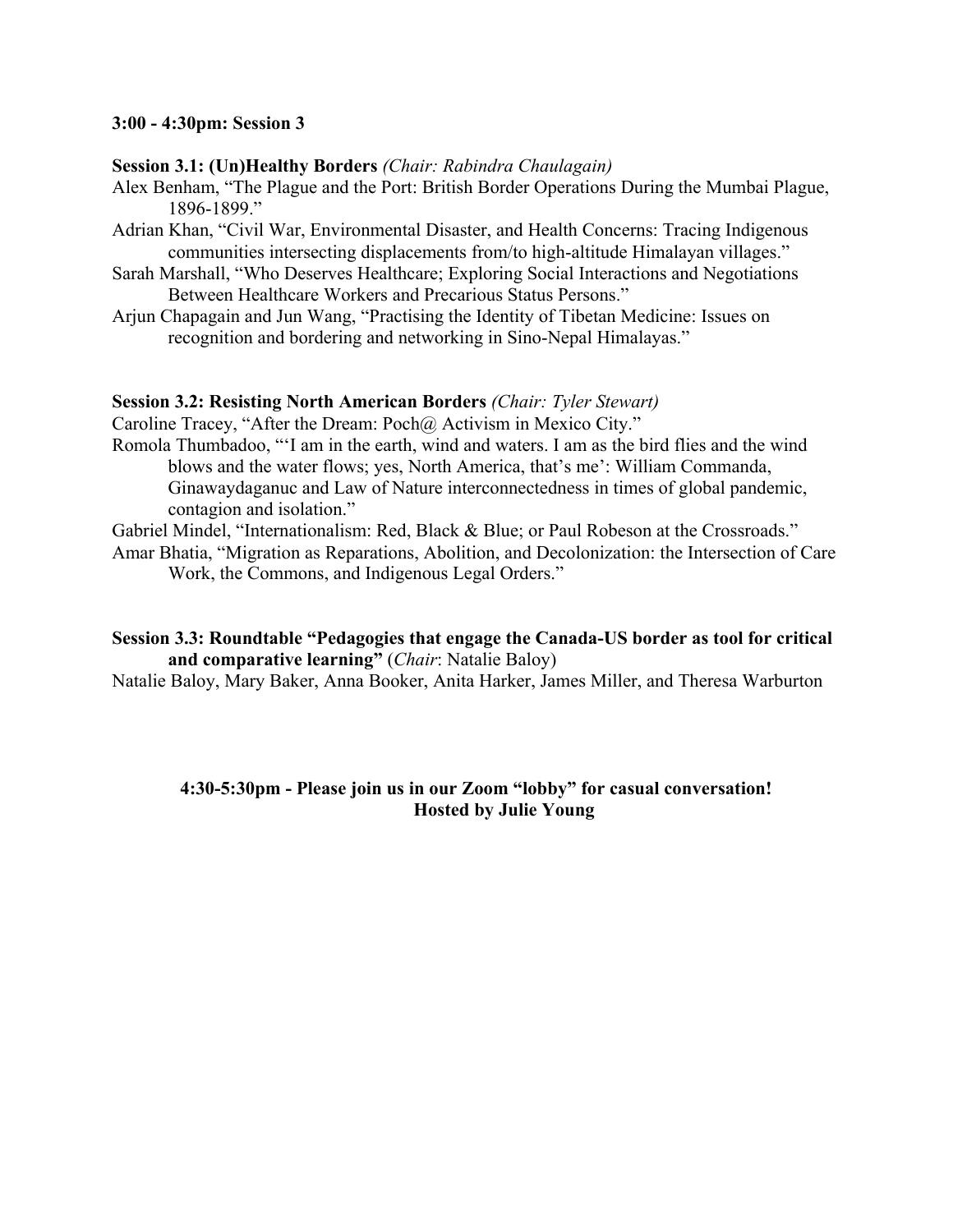**3:00 - 4:30pm: Session 3**

**Session 3.1: (Un)Healthy Borders** *(Chair: Rabindra Chaulagain)*

Alex Benham, "The Plague and the Port: British Border Operations During the Mumbai Plague, 1896-1899."

Adrian Khan, "Civil War, Environmental Disaster, and Health Concerns: Tracing Indigenous communities intersecting displacements from/to high-altitude Himalayan villages."

Sarah Marshall, "Who Deserves Healthcare; Exploring Social Interactions and Negotiations Between Healthcare Workers and Precarious Status Persons."

Arjun Chapagain and Jun Wang, "Practising the Identity of Tibetan Medicine: Issues on recognition and bordering and networking in Sino-Nepal Himalayas."

**Session 3.2: Resisting North American Borders** *(Chair: Tyler Stewart)*

Caroline Tracey, "After the Dream: Poch@ Activism in Mexico City."

Romola Thumbadoo, "'I am in the earth, wind and waters. I am as the bird flies and the wind blows and the water flows; yes, North America, that's me': William Commanda, Ginawaydaganuc and Law of Nature interconnectedness in times of global pandemic, contagion and isolation."

Gabriel Mindel, "Internationalism: Red, Black & Blue; or Paul Robeson at the Crossroads."

Amar Bhatia, "Migration as Reparations, Abolition, and Decolonization: the Intersection of Care Work, the Commons, and Indigenous Legal Orders."

**Session 3.3: Roundtable "Pedagogies that engage the Canada-US border as tool for critical and comparative learning"** (*Chair*: Natalie Baloy)

Natalie Baloy, Mary Baker, Anna Booker, Anita Harker, James Miller, and Theresa Warburton

**4:30-5:30pm - Please join us in our Zoom "lobby" for casual conversation!
Hosted by Julie Young**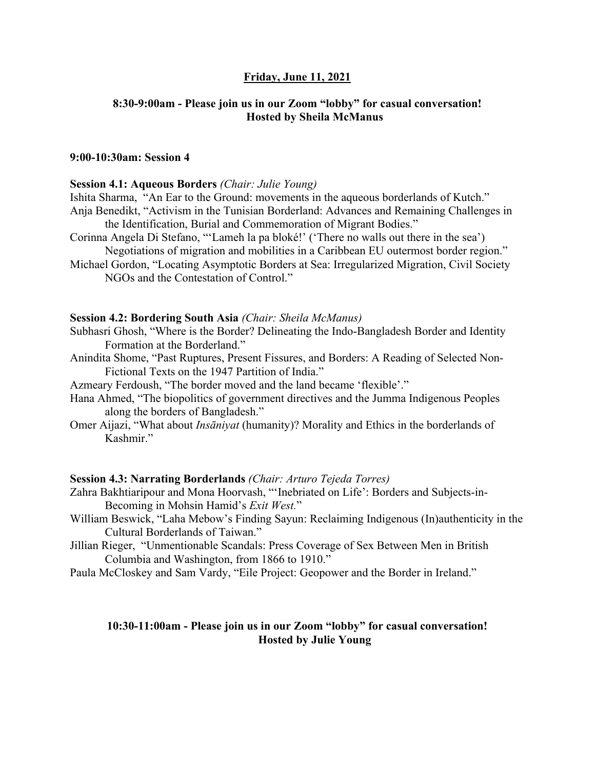## Friday, June 11, 2021

**8:30-9:00am - Please join us in our Zoom "lobby" for casual conversation!**
**Hosted by Sheila McManus**

**9:00-10:30am: Session 4**

**Session 4.1: Aqueous Borders** *(Chair: Julie Young)*

Ishita Sharma, "An Ear to the Ground: movements in the aqueous borderlands of Kutch."

Anja Benedikt, "Activism in the Tunisian Borderland: Advances and Remaining Challenges in the Identification, Burial and Commemoration of Migrant Bodies."

Corinna Angela Di Stefano, "'Lameh la pa bloké!' ('There no walls out there in the sea') Negotiations of migration and mobilities in a Caribbean EU outermost border region."

Michael Gordon, "Locating Asymptotic Borders at Sea: Irregularized Migration, Civil Society NGOs and the Contestation of Control."

**Session 4.2: Bordering South Asia** *(Chair: Sheila McManus)*

Subhasri Ghosh, "Where is the Border? Delineating the Indo-Bangladesh Border and Identity Formation at the Borderland."

Anindita Shome, "Past Ruptures, Present Fissures, and Borders: A Reading of Selected Non-Fictional Texts on the 1947 Partition of India."

Azmeary Ferdoush, "The border moved and the land became 'flexible'."

Hana Ahmed, "The biopolitics of government directives and the Jumma Indigenous Peoples along the borders of Bangladesh."

Omer Aijazi, "What about *Insāniyat* (humanity)? Morality and Ethics in the borderlands of Kashmir."

**Session 4.3: Narrating Borderlands** *(Chair: Arturo Tejeda Torres)*

Zahra Bakhtiaripour and Mona Hoorvash, "'Inebriated on Life': Borders and Subjects-in-Becoming in Mohsin Hamid's *Exit West.*"

William Beswick, "Laha Mebow's Finding Sayun: Reclaiming Indigenous (In)authenticity in the Cultural Borderlands of Taiwan."

Jillian Rieger, "Unmentionable Scandals: Press Coverage of Sex Between Men in British Columbia and Washington, from 1866 to 1910."

Paula McCloskey and Sam Vardy, "Eile Project: Geopower and the Border in Ireland."

**10:30-11:00am - Please join us in our Zoom "lobby" for casual conversation!**
**Hosted by Julie Young**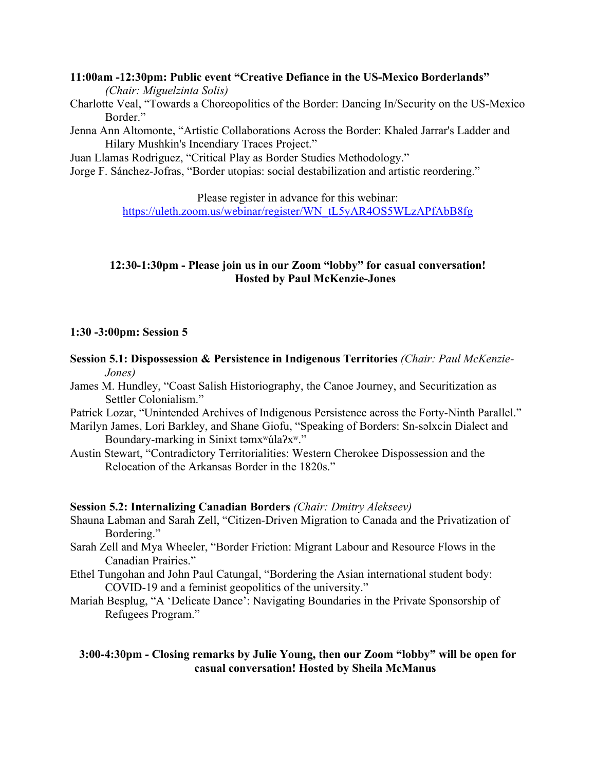**11:00am -12:30pm: Public event "Creative Defiance in the US-Mexico Borderlands"** *(Chair: Miguelzinta Solis)*

Charlotte Veal, "Towards a Choreopolitics of the Border: Dancing In/Security on the US-Mexico Border."

Jenna Ann Altomonte, "Artistic Collaborations Across the Border: Khaled Jarrar's Ladder and Hilary Mushkin's Incendiary Traces Project."

Juan Llamas Rodriguez, "Critical Play as Border Studies Methodology."

Jorge F. Sánchez-Jofras, "Border utopias: social destabilization and artistic reordering."

Please register in advance for this webinar:
https://uleth.zoom.us/webinar/register/WN_tL5yAR4OS5WLzAPfAbB8fg

**12:30-1:30pm - Please join us in our Zoom "lobby" for casual conversation! Hosted by Paul McKenzie-Jones**

**1:30 -3:00pm: Session 5**

**Session 5.1: Dispossession & Persistence in Indigenous Territories** *(Chair: Paul McKenzie-Jones)*

James M. Hundley, "Coast Salish Historiography, the Canoe Journey, and Securitization as Settler Colonialism."

Patrick Lozar, "Unintended Archives of Indigenous Persistence across the Forty-Ninth Parallel."

Marilyn James, Lori Barkley, and Shane Giofu, "Speaking of Borders: Sn-səlxcin Dialect and Boundary-marking in Sinixt təmxʷúlaʔxʷ."

Austin Stewart, "Contradictory Territorialities: Western Cherokee Dispossession and the Relocation of the Arkansas Border in the 1820s."

**Session 5.2: Internalizing Canadian Borders** *(Chair: Dmitry Alekseev)*

Shauna Labman and Sarah Zell, "Citizen-Driven Migration to Canada and the Privatization of Bordering."

Sarah Zell and Mya Wheeler, "Border Friction: Migrant Labour and Resource Flows in the Canadian Prairies."

Ethel Tungohan and John Paul Catungal, "Bordering the Asian international student body: COVID-19 and a feminist geopolitics of the university."

Mariah Besplug, "A 'Delicate Dance': Navigating Boundaries in the Private Sponsorship of Refugees Program."

**3:00-4:30pm - Closing remarks by Julie Young, then our Zoom "lobby" will be open for casual conversation! Hosted by Sheila McManus**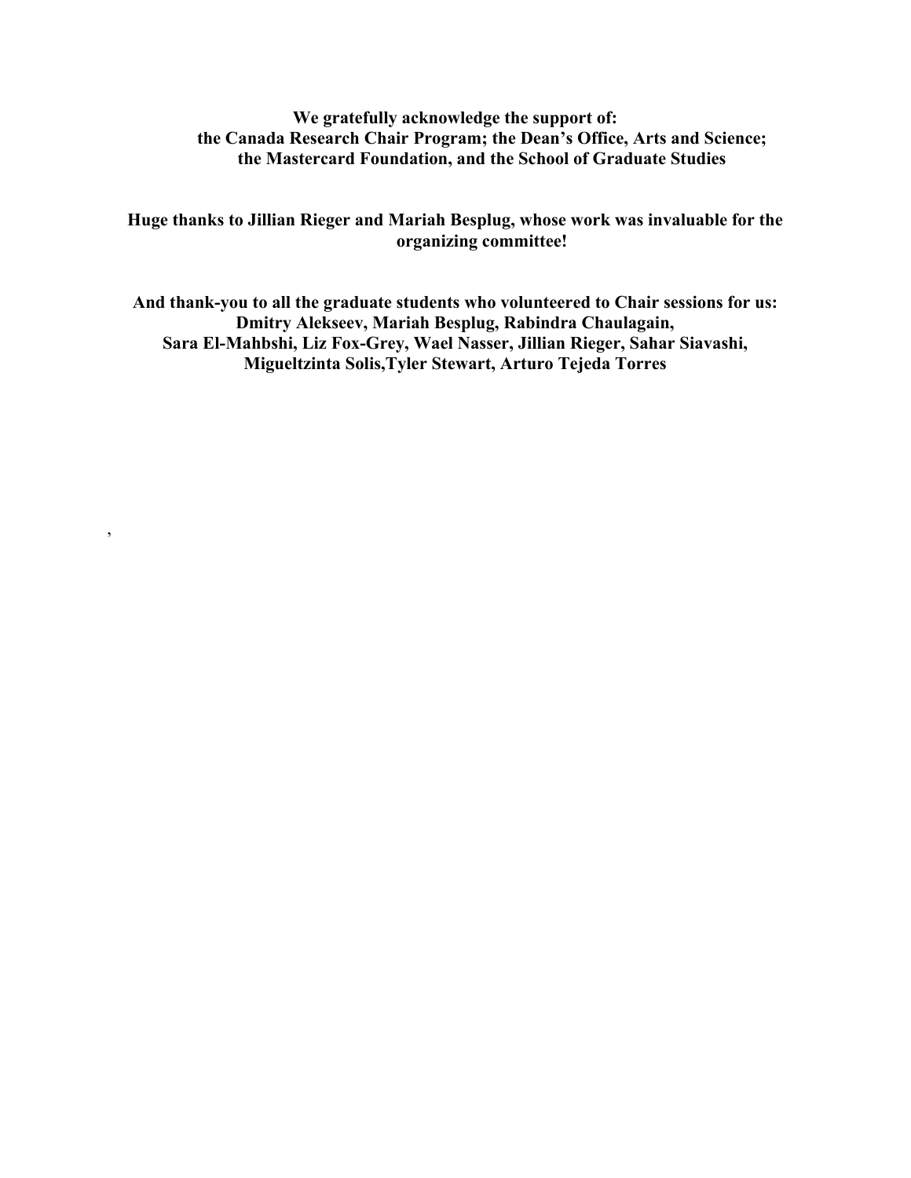**We gratefully acknowledge the support of:**
**the Canada Research Chair Program; the Dean's Office, Arts and Science;**
**the Mastercard Foundation, and the School of Graduate Studies**

**Huge thanks to Jillian Rieger and Mariah Besplug, whose work was invaluable for the organizing committee!**

**And thank-you to all the graduate students who volunteered to Chair sessions for us:**
**Dmitry Alekseev, Mariah Besplug, Rabindra Chaulagain,**
**Sara El-Mahbshi, Liz Fox-Grey, Wael Nasser, Jillian Rieger, Sahar Siavashi,**
**Migueltzinta Solis,Tyler Stewart, Arturo Tejeda Torres**

,